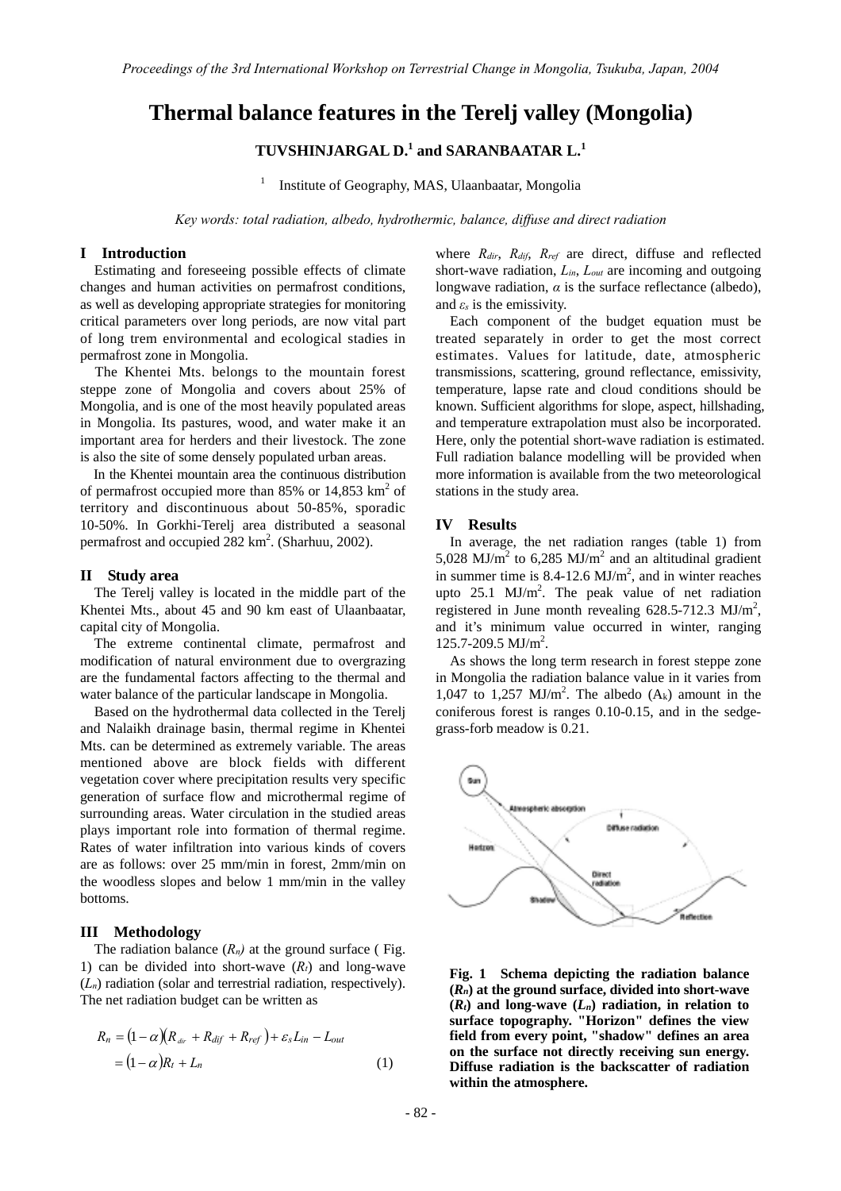# Thermal balance features in the Terelj valley (Mongolia)

**TUVSHINJARGAL D.[1] and SARANBAATAR L.[1]**

[1] Institute of Geography, MAS, Ulaanbaatar, Mongolia

*Key words: total radiation, albedo, hydrothermic, balance, diffuse and direct radiation*

## I Introduction

Estimating and foreseeing possible effects of climate changes and human activities on permafrost conditions, as well as developing appropriate strategies for monitoring critical parameters over long periods, are now vital part of long trem environmental and ecological studies in permafrost zone in Mongolia.

The Khentei Mts. belongs to the mountain forest steppe zone of Mongolia and covers about 25% of Mongolia, and is one of the most heavily populated areas in Mongolia. Its pastures, wood, and water make it an important area for herders and their livestock. The zone is also the site of some densely populated urban areas.

In the Khentei mountain area the continuous distribution of permafrost occupied more than 85% or 14,853 km$^2$ of territory and discontinuous about 50-85%, sporadic 10-50%. In Gorkhi-Terelj area distributed a seasonal permafrost and occupied 282 km$^2$. (Sharhuu, 2002).

## II Study area

The Terelj valley is located in the middle part of the Khentei Mts., about 45 and 90 km east of Ulaanbaatar, capital city of Mongolia.

The extreme continental climate, permafrost and modification of natural environment due to overgrazing are the fundamental factors affecting to the thermal and water balance of the particular landscape in Mongolia.

Based on the hydrothermal data collected in the Terelj and Nalaikh drainage basin, thermal regime in Khentei Mts. can be determined as extremely variable. The areas mentioned above are block fields with different vegetation cover where precipitation results very specific generation of surface flow and microthermal regime of surrounding areas. Water circulation in the studied areas plays important role into formation of thermal regime. Rates of water infiltration into various kinds of covers are as follows: over 25 mm/min in forest, 2mm/min on the woodless slopes and below 1 mm/min in the valley bottoms.

## III Methodology

The radiation balance ($R_n$) at the ground surface ( Fig. 1) can be divided into short-wave ($R_t$) and long-wave ($L_n$) radiation (solar and terrestrial radiation, respectively). The net radiation budget can be written as

$$
\begin{aligned}
R_n &= (1-\alpha)(R_{dir} + R_{dif} + R_{ref}) + \varepsilon_s L_{in} - L_{out} \\
&= (1-\alpha)R_t + L_n \qquad (1)
\end{aligned}
$$

where $R_{dir}$, $R_{dif}$, $R_{ref}$ are direct, diffuse and reflected short-wave radiation, $L_{in}$, $L_{out}$ are incoming and outgoing longwave radiation, $\alpha$ is the surface reflectance (albedo), and $\varepsilon_s$ is the emissivity.

Each component of the budget equation must be treated separately in order to get the most correct estimates. Values for latitude, date, atmospheric transmissions, scattering, ground reflectance, emissivity, temperature, lapse rate and cloud conditions should be known. Sufficient algorithms for slope, aspect, hillshading, and temperature extrapolation must also be incorporated. Here, only the potential short-wave radiation is estimated. Full radiation balance modelling will be provided when more information is available from the two meteorological stations in the study area.

## IV Results

In average, the net radiation ranges (table 1) from 5,028 MJ/m$^2$ to 6,285 MJ/m$^2$ and an altitudinal gradient in summer time is 8.4-12.6 MJ/m$^2$, and in winter reaches upto 25.1 MJ/m$^2$. The peak value of net radiation registered in June month revealing 628.5-712.3 MJ/m$^2$, and it's minimum value occurred in winter, ranging 125.7-209.5 MJ/m$^2$.

As shows the long term research in forest steppe zone in Mongolia the radiation balance value in it varies from 1,047 to 1,257 MJ/m$^2$. The albedo ($A_k$) amount in the coniferous forest is ranges 0.10-0.15, and in the sedge-grass-forb meadow is 0.21.

**Fig. 1 Schema depicting the radiation balance ($R_n$) at the ground surface, divided into short-wave ($R_t$) and long-wave ($L_n$) radiation, in relation to surface topography. "Horizon" defines the view field from every point, "shadow" defines an area on the surface not directly receiving sun energy. Diffuse radiation is the backscatter of radiation within the atmosphere.**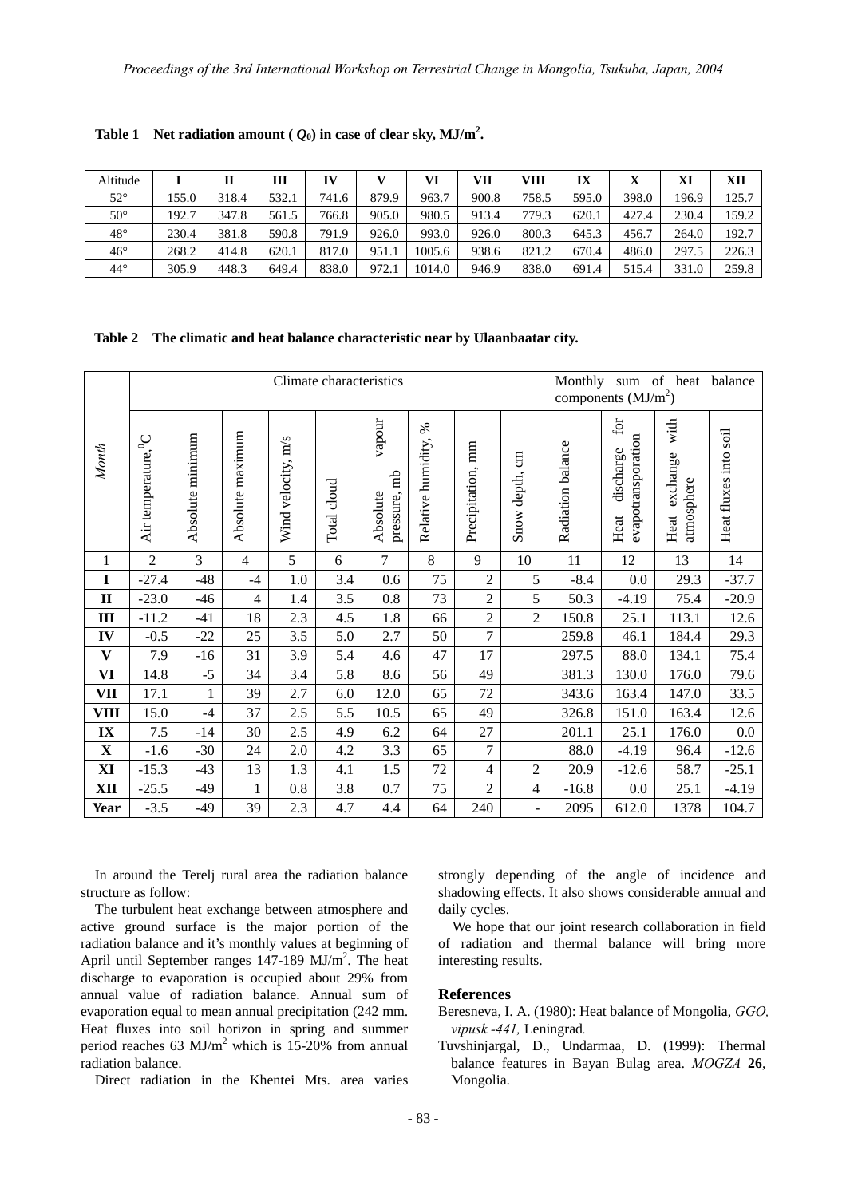**Table 1 Net radiation amount ( $Q_0$) in case of clear sky, MJ/m$^2$.**

| Altitude | I | II | III | IV | V | VI | VII | VIII | IX | X | XI | XII |
|---|---|---|---|---|---|---|---|---|---|---|---|---|
| 52° | 155.0 | 318.4 | 532.1 | 741.6 | 879.9 | 963.7 | 900.8 | 758.5 | 595.0 | 398.0 | 196.9 | 125.7 |
| 50° | 192.7 | 347.8 | 561.5 | 766.8 | 905.0 | 980.5 | 913.4 | 779.3 | 620.1 | 427.4 | 230.4 | 159.2 |
| 48° | 230.4 | 381.8 | 590.8 | 791.9 | 926.0 | 993.0 | 926.0 | 800.3 | 645.3 | 456.7 | 264.0 | 192.7 |
| 46° | 268.2 | 414.8 | 620.1 | 817.0 | 951.1 | 1005.6 | 938.6 | 821.2 | 670.4 | 486.0 | 297.5 | 226.3 |
| 44° | 305.9 | 448.3 | 649.4 | 838.0 | 972.1 | 1014.0 | 946.9 | 838.0 | 691.4 | 515.4 | 331.0 | 259.8 |

**Table 2 The climatic and heat balance characteristic near by Ulaanbaatar city.**

| *Month* | Climate characteristics | | | | | | | | | Monthly sum of heat balance components (MJ/m$^2$) | | | |
|---|---|---|---|---|---|---|---|---|---|---|---|---|---|
| | Air temperature, $^0$C | Absolute minimum | Absolute maximum | Wind velocity, m/s | Total cloud | Absolute vapour pressure, mb | Relative humidity, % | Precipitation, mm | Snow depth, cm | Radiation balance | Heat discharge for evapotransporation | Heat exchange with atmosphere | Heat fluxes into soil |
| 1 | 2 | 3 | 4 | 5 | 6 | 7 | 8 | 9 | 10 | 11 | 12 | 13 | 14 |
| **I** | -27.4 | -48 | -4 | 1.0 | 3.4 | 0.6 | 75 | 2 | 5 | -8.4 | 0.0 | 29.3 | -37.7 |
| **II** | -23.0 | -46 | 4 | 1.4 | 3.5 | 0.8 | 73 | 2 | 5 | 50.3 | -4.19 | 75.4 | -20.9 |
| **III** | -11.2 | -41 | 18 | 2.3 | 4.5 | 1.8 | 66 | 2 | 2 | 150.8 | 25.1 | 113.1 | 12.6 |
| **IV** | -0.5 | -22 | 25 | 3.5 | 5.0 | 2.7 | 50 | 7 | | 259.8 | 46.1 | 184.4 | 29.3 |
| **V** | 7.9 | -16 | 31 | 3.9 | 5.4 | 4.6 | 47 | 17 | | 297.5 | 88.0 | 134.1 | 75.4 |
| **VI** | 14.8 | -5 | 34 | 3.4 | 5.8 | 8.6 | 56 | 49 | | 381.3 | 130.0 | 176.0 | 79.6 |
| **VII** | 17.1 | 1 | 39 | 2.7 | 6.0 | 12.0 | 65 | 72 | | 343.6 | 163.4 | 147.0 | 33.5 |
| **VIII** | 15.0 | -4 | 37 | 2.5 | 5.5 | 10.5 | 65 | 49 | | 326.8 | 151.0 | 163.4 | 12.6 |
| **IX** | 7.5 | -14 | 30 | 2.5 | 4.9 | 6.2 | 64 | 27 | | 201.1 | 25.1 | 176.0 | 0.0 |
| **X** | -1.6 | -30 | 24 | 2.0 | 4.2 | 3.3 | 65 | 7 | | 88.0 | -4.19 | 96.4 | -12.6 |
| **XI** | -15.3 | -43 | 13 | 1.3 | 4.1 | 1.5 | 72 | 4 | 2 | 20.9 | -12.6 | 58.7 | -25.1 |
| **XII** | -25.5 | -49 | 1 | 0.8 | 3.8 | 0.7 | 75 | 2 | 4 | -16.8 | 0.0 | 25.1 | -4.19 |
| **Year** | -3.5 | -49 | 39 | 2.3 | 4.7 | 4.4 | 64 | 240 | - | 2095 | 612.0 | 1378 | 104.7 |

In around the Terelj rural area the radiation balance structure as follow:

The turbulent heat exchange between atmosphere and active ground surface is the major portion of the radiation balance and it's monthly values at beginning of April until September ranges 147-189 MJ/m$^2$. The heat discharge to evaporation is occupied about 29% from annual value of radiation balance. Annual sum of evaporation equal to mean annual precipitation (242 mm. Heat fluxes into soil horizon in spring and summer period reaches 63 MJ/m$^2$ which is 15-20% from annual radiation balance.

Direct radiation in the Khentei Mts. area varies strongly depending of the angle of incidence and shadowing effects. It also shows considerable annual and daily cycles.

We hope that our joint research collaboration in field of radiation and thermal balance will bring more interesting results.

## References

Beresneva, I. A. (1980): Heat balance of Mongolia, *GGO, vipusk -441,* Leningrad.

Tuvshinjargal, D., Undarmaa, D. (1999): Thermal balance features in Bayan Bulag area. *MOGZA* **26**, Mongolia.